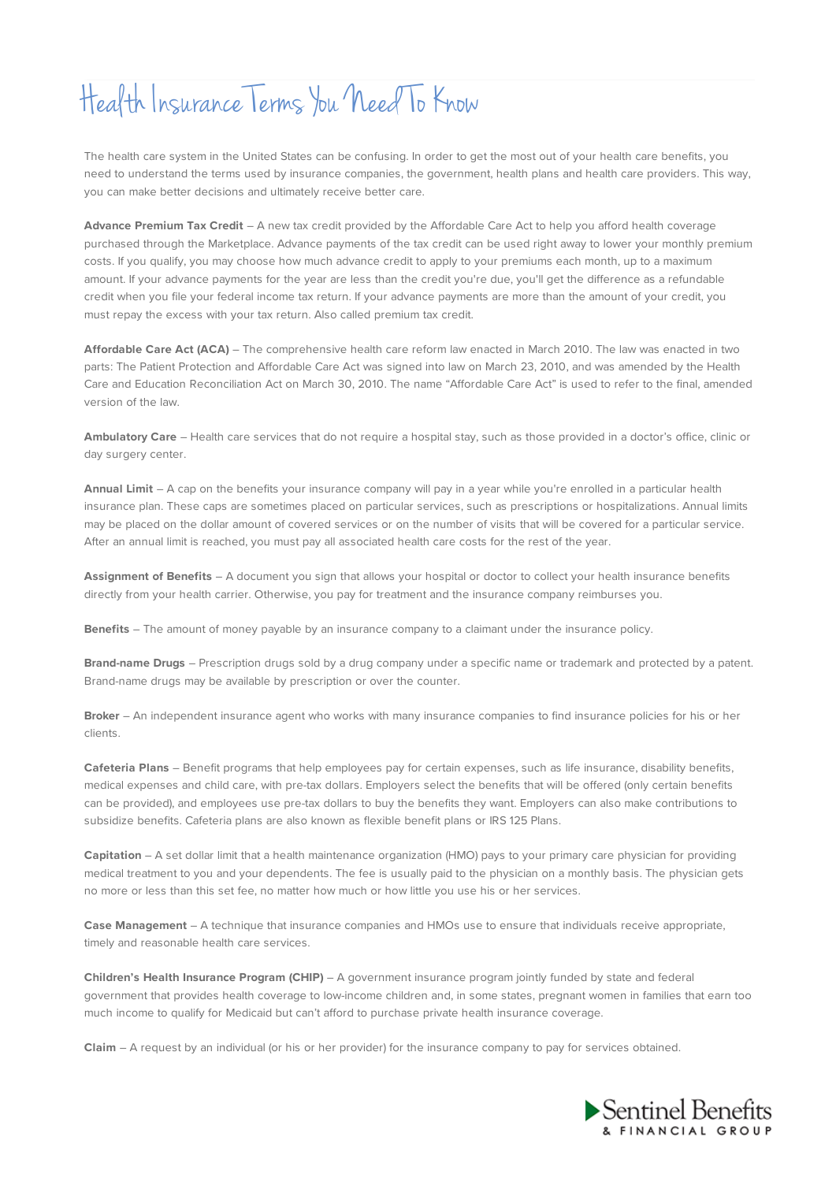# Health Insurance Terms You Need To Know

The health care system in the United States can be confusing. In order to get the most out of your health care benefits, you need to understand the terms used by insurance companies, the government, health plans and health care providers. This way, you can make better decisions and ultimately receive better care.

**Advance Premium Tax Credit** – A new tax credit provided by the Affordable Care Act to help you afford health coverage purchased through the Marketplace. Advance payments of the tax credit can be used right away to lower your monthly premium costs. If you qualify, you may choose how much advance credit to apply to your premiums each month, up to a maximum amount. If your advance payments for the year are less than the credit you're due, you'll get the difference as a refundable credit when you file your federal income tax return. If your advance payments are more than the amount of your credit, you must repay the excess with your tax return. Also called premium tax credit.

**Affordable Care Act (ACA)** – The comprehensive health care reform law enacted in March 2010. The law was enacted in two parts: The Patient Protection and Affordable Care Act was signed into law on March 23, 2010, and was amended by the Health Care and Education Reconciliation Act on March 30, 2010. The name "Affordable Care Act" is used to refer to the final, amended version of the law.

**Ambulatory Care** – Health care services that do not require a hospital stay, such as those provided in a doctor's office, clinic or day surgery center.

**Annual Limit** – A cap on the benefits your insurance company will pay in a year while you're enrolled in a particular health insurance plan. These caps are sometimes placed on particular services, such as prescriptions or hospitalizations. Annual limits may be placed on the dollar amount of covered services or on the number of visits that will be covered for a particular service. After an annual limit is reached, you must pay all associated health care costs for the rest of the year.

**Assignment of Benefits** – A document you sign that allows your hospital or doctor to collect your health insurance benefits directly from your health carrier. Otherwise, you pay for treatment and the insurance company reimburses you.

**Benefits** – The amount of money payable by an insurance company to a claimant under the insurance policy.

**Brand-name Drugs** – Prescription drugs sold by a drug company under a specific name or trademark and protected by a patent. Brand-name drugs may be available by prescription or over the counter.

**Broker** – An independent insurance agent who works with many insurance companies to find insurance policies for his or her clients.

**Cafeteria Plans** – Benefit programs that help employees pay for certain expenses, such as life insurance, disability benefits, medical expenses and child care, with pre-tax dollars. Employers select the benefits that will be offered (only certain benefits can be provided), and employees use pre-tax dollars to buy the benefits they want. Employers can also make contributions to subsidize benefits. Cafeteria plans are also known as flexible benefit plans or IRS 125 Plans.

**Capitation** – A set dollar limit that a health maintenance organization (HMO) pays to your primary care physician for providing medical treatment to you and your dependents. The fee is usually paid to the physician on a monthly basis. The physician gets no more or less than this set fee, no matter how much or how little you use his or her services.

**Case Management** – A technique that insurance companies and HMOs use to ensure that individuals receive appropriate, timely and reasonable health care services.

**Children's Health Insurance Program (CHIP)** – A government insurance program jointly funded by state and federal government that provides health coverage to low-income children and, in some states, pregnant women in families that earn too much income to qualify for Medicaid but can't afford to purchase private health insurance coverage.

**Claim** – A request by an individual (or his or her provider) for the insurance company to pay for services obtained.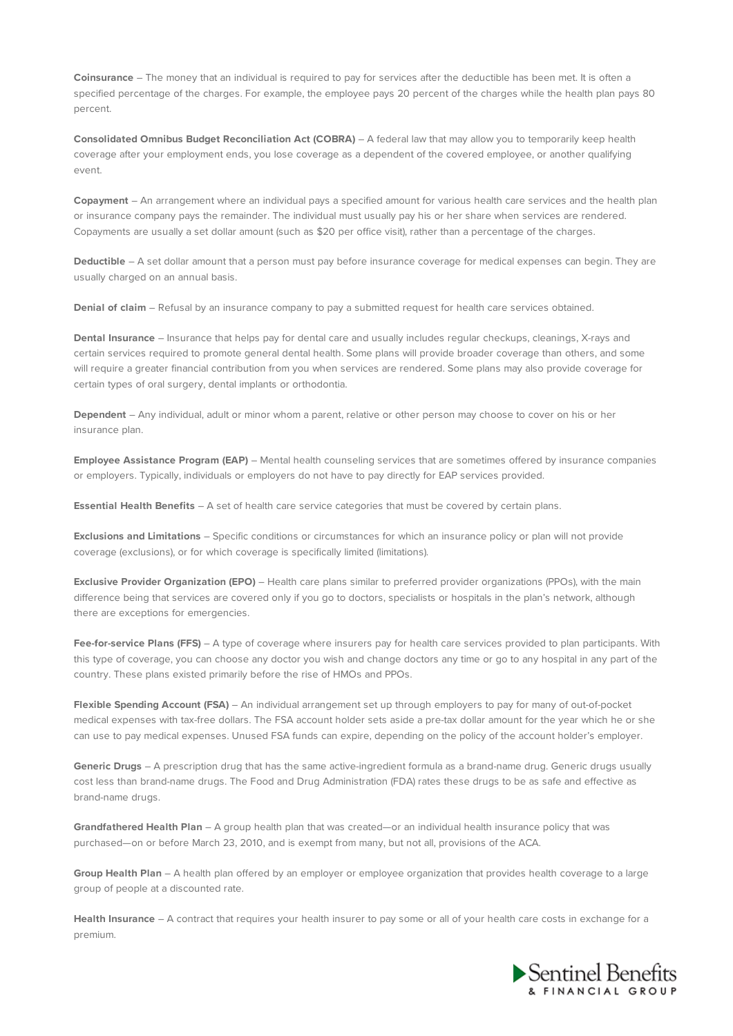**Coinsurance** – The money that an individual is required to pay for services after the deductible has been met. It is often a specified percentage of the charges. For example, the employee pays 20 percent of the charges while the health plan pays 80 percent.

**Consolidated Omnibus Budget Reconciliation Act (COBRA)** – A federal law that may allow you to temporarily keep health coverage after your employment ends, you lose coverage as a dependent of the covered employee, or another qualifying event.

**Copayment** – An arrangement where an individual pays a specified amount for various health care services and the health plan or insurance company pays the remainder. The individual must usually pay his or her share when services are rendered. Copayments are usually a set dollar amount (such as $20 per office visit), rather than a percentage of the charges.

**Deductible** – A set dollar amount that a person must pay before insurance coverage for medical expenses can begin. They are usually charged on an annual basis.

**Denial of claim** – Refusal by an insurance company to pay a submitted request for health care services obtained.

**Dental Insurance** – Insurance that helps pay for dental care and usually includes regular checkups, cleanings, X-rays and certain services required to promote general dental health. Some plans will provide broader coverage than others, and some will require a greater financial contribution from you when services are rendered. Some plans may also provide coverage for certain types of oral surgery, dental implants or orthodontia.

**Dependent** – Any individual, adult or minor whom a parent, relative or other person may choose to cover on his or her insurance plan.

**Employee Assistance Program (EAP)** – Mental health counseling services that are sometimes offered by insurance companies or employers. Typically, individuals or employers do not have to pay directly for EAP services provided.

**Essential Health Benefits** – A set of health care service categories that must be covered by certain plans.

**Exclusions and Limitations** – Specific conditions or circumstances for which an insurance policy or plan will not provide coverage (exclusions), or for which coverage is specifically limited (limitations).

**Exclusive Provider Organization (EPO)** – Health care plans similar to preferred provider organizations (PPOs), with the main difference being that services are covered only if you go to doctors, specialists or hospitals in the plan's network, although there are exceptions for emergencies.

**Fee-for-service Plans (FFS)** – A type of coverage where insurers pay for health care services provided to plan participants. With this type of coverage, you can choose any doctor you wish and change doctors any time or go to any hospital in any part of the country. These plans existed primarily before the rise of HMOs and PPOs.

**Flexible Spending Account (FSA)** – An individual arrangement set up through employers to pay for many of out-of-pocket medical expenses with tax-free dollars. The FSA account holder sets aside a pre-tax dollar amount for the year which he or she can use to pay medical expenses. Unused FSA funds can expire, depending on the policy of the account holder's employer.

**Generic Drugs** – A prescription drug that has the same active-ingredient formula as a brand-name drug. Generic drugs usually cost less than brand-name drugs. The Food and Drug Administration (FDA) rates these drugs to be as safe and effective as brand-name drugs.

**Grandfathered Health Plan** – A group health plan that was created—or an individual health insurance policy that was purchased—on or before March 23, 2010, and is exempt from many, but not all, provisions of the ACA.

**Group Health Plan** – A health plan offered by an employer or employee organization that provides health coverage to a large group of people at a discounted rate.

**Health Insurance** – A contract that requires your health insurer to pay some or all of your health care costs in exchange for a premium.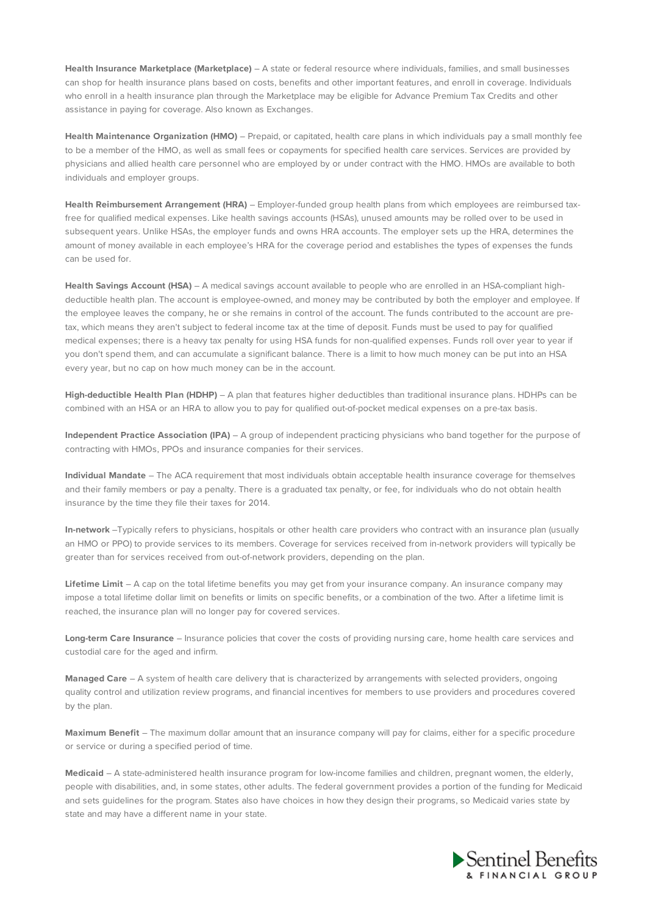**Health Insurance Marketplace (Marketplace)** – A state or federal resource where individuals, families, and small businesses can shop for health insurance plans based on costs, benefits and other important features, and enroll in coverage. Individuals who enroll in a health insurance plan through the Marketplace may be eligible for Advance Premium Tax Credits and other assistance in paying for coverage. Also known as Exchanges.

**Health Maintenance Organization (HMO)** – Prepaid, or capitated, health care plans in which individuals pay a small monthly fee to be a member of the HMO, as well as small fees or copayments for specified health care services. Services are provided by physicians and allied health care personnel who are employed by or under contract with the HMO. HMOs are available to both individuals and employer groups.

**Health Reimbursement Arrangement (HRA)** – Employer-funded group health plans from which employees are reimbursed tax-free for qualified medical expenses. Like health savings accounts (HSAs), unused amounts may be rolled over to be used in subsequent years. Unlike HSAs, the employer funds and owns HRA accounts. The employer sets up the HRA, determines the amount of money available in each employee's HRA for the coverage period and establishes the types of expenses the funds can be used for.

**Health Savings Account (HSA)** – A medical savings account available to people who are enrolled in an HSA-compliant high-deductible health plan. The account is employee-owned, and money may be contributed by both the employer and employee. If the employee leaves the company, he or she remains in control of the account. The funds contributed to the account are pre-tax, which means they aren't subject to federal income tax at the time of deposit. Funds must be used to pay for qualified medical expenses; there is a heavy tax penalty for using HSA funds for non-qualified expenses. Funds roll over year to year if you don't spend them, and can accumulate a significant balance. There is a limit to how much money can be put into an HSA every year, but no cap on how much money can be in the account.

**High-deductible Health Plan (HDHP)** – A plan that features higher deductibles than traditional insurance plans. HDHPs can be combined with an HSA or an HRA to allow you to pay for qualified out-of-pocket medical expenses on a pre-tax basis.

**Independent Practice Association (IPA)** – A group of independent practicing physicians who band together for the purpose of contracting with HMOs, PPOs and insurance companies for their services.

**Individual Mandate** – The ACA requirement that most individuals obtain acceptable health insurance coverage for themselves and their family members or pay a penalty. There is a graduated tax penalty, or fee, for individuals who do not obtain health insurance by the time they file their taxes for 2014.

**In-network** –Typically refers to physicians, hospitals or other health care providers who contract with an insurance plan (usually an HMO or PPO) to provide services to its members. Coverage for services received from in-network providers will typically be greater than for services received from out-of-network providers, depending on the plan.

**Lifetime Limit** – A cap on the total lifetime benefits you may get from your insurance company. An insurance company may impose a total lifetime dollar limit on benefits or limits on specific benefits, or a combination of the two. After a lifetime limit is reached, the insurance plan will no longer pay for covered services.

**Long-term Care Insurance** – Insurance policies that cover the costs of providing nursing care, home health care services and custodial care for the aged and infirm.

**Managed Care** – A system of health care delivery that is characterized by arrangements with selected providers, ongoing quality control and utilization review programs, and financial incentives for members to use providers and procedures covered by the plan.

**Maximum Benefit** – The maximum dollar amount that an insurance company will pay for claims, either for a specific procedure or service or during a specified period of time.

**Medicaid** – A state-administered health insurance program for low-income families and children, pregnant women, the elderly, people with disabilities, and, in some states, other adults. The federal government provides a portion of the funding for Medicaid and sets guidelines for the program. States also have choices in how they design their programs, so Medicaid varies state by state and may have a different name in your state.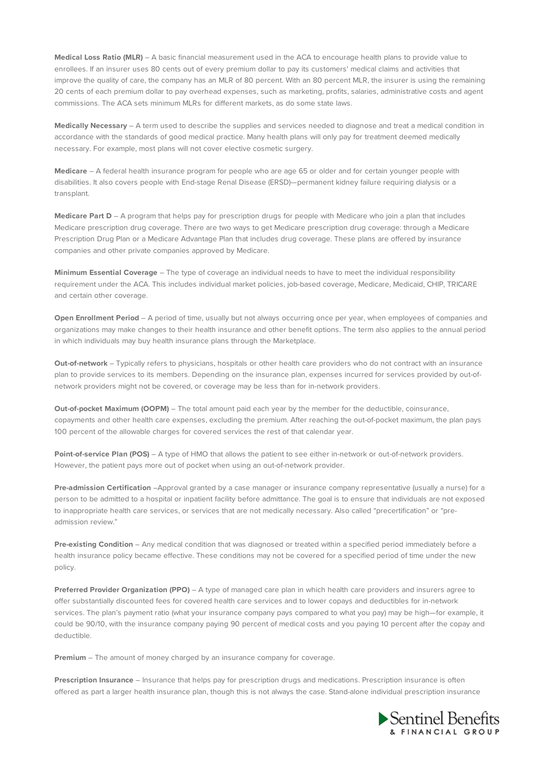**Medical Loss Ratio (MLR)** – A basic financial measurement used in the ACA to encourage health plans to provide value to enrollees. If an insurer uses 80 cents out of every premium dollar to pay its customers' medical claims and activities that improve the quality of care, the company has an MLR of 80 percent. With an 80 percent MLR, the insurer is using the remaining 20 cents of each premium dollar to pay overhead expenses, such as marketing, profits, salaries, administrative costs and agent commissions. The ACA sets minimum MLRs for different markets, as do some state laws.

**Medically Necessary** – A term used to describe the supplies and services needed to diagnose and treat a medical condition in accordance with the standards of good medical practice. Many health plans will only pay for treatment deemed medically necessary. For example, most plans will not cover elective cosmetic surgery.

**Medicare** – A federal health insurance program for people who are age 65 or older and for certain younger people with disabilities. It also covers people with End-stage Renal Disease (ERSD)—permanent kidney failure requiring dialysis or a transplant.

**Medicare Part D** – A program that helps pay for prescription drugs for people with Medicare who join a plan that includes Medicare prescription drug coverage. There are two ways to get Medicare prescription drug coverage: through a Medicare Prescription Drug Plan or a Medicare Advantage Plan that includes drug coverage. These plans are offered by insurance companies and other private companies approved by Medicare.

**Minimum Essential Coverage** – The type of coverage an individual needs to have to meet the individual responsibility requirement under the ACA. This includes individual market policies, job-based coverage, Medicare, Medicaid, CHIP, TRICARE and certain other coverage.

**Open Enrollment Period** – A period of time, usually but not always occurring once per year, when employees of companies and organizations may make changes to their health insurance and other benefit options. The term also applies to the annual period in which individuals may buy health insurance plans through the Marketplace.

**Out-of-network** – Typically refers to physicians, hospitals or other health care providers who do not contract with an insurance plan to provide services to its members. Depending on the insurance plan, expenses incurred for services provided by out-of-network providers might not be covered, or coverage may be less than for in-network providers.

**Out-of-pocket Maximum (OOPM)** – The total amount paid each year by the member for the deductible, coinsurance, copayments and other health care expenses, excluding the premium. After reaching the out-of-pocket maximum, the plan pays 100 percent of the allowable charges for covered services the rest of that calendar year.

**Point-of-service Plan (POS)** – A type of HMO that allows the patient to see either in-network or out-of-network providers. However, the patient pays more out of pocket when using an out-of-network provider.

**Pre-admission Certification** –Approval granted by a case manager or insurance company representative (usually a nurse) for a person to be admitted to a hospital or inpatient facility before admittance. The goal is to ensure that individuals are not exposed to inappropriate health care services, or services that are not medically necessary. Also called "precertification" or "pre-admission review."

**Pre-existing Condition** – Any medical condition that was diagnosed or treated within a specified period immediately before a health insurance policy became effective. These conditions may not be covered for a specified period of time under the new policy.

**Preferred Provider Organization (PPO)** – A type of managed care plan in which health care providers and insurers agree to offer substantially discounted fees for covered health care services and to lower copays and deductibles for in-network services. The plan's payment ratio (what your insurance company pays compared to what you pay) may be high—for example, it could be 90/10, with the insurance company paying 90 percent of medical costs and you paying 10 percent after the copay and deductible.

**Premium** – The amount of money charged by an insurance company for coverage.

**Prescription Insurance** – Insurance that helps pay for prescription drugs and medications. Prescription insurance is often offered as part a larger health insurance plan, though this is not always the case. Stand-alone individual prescription insurance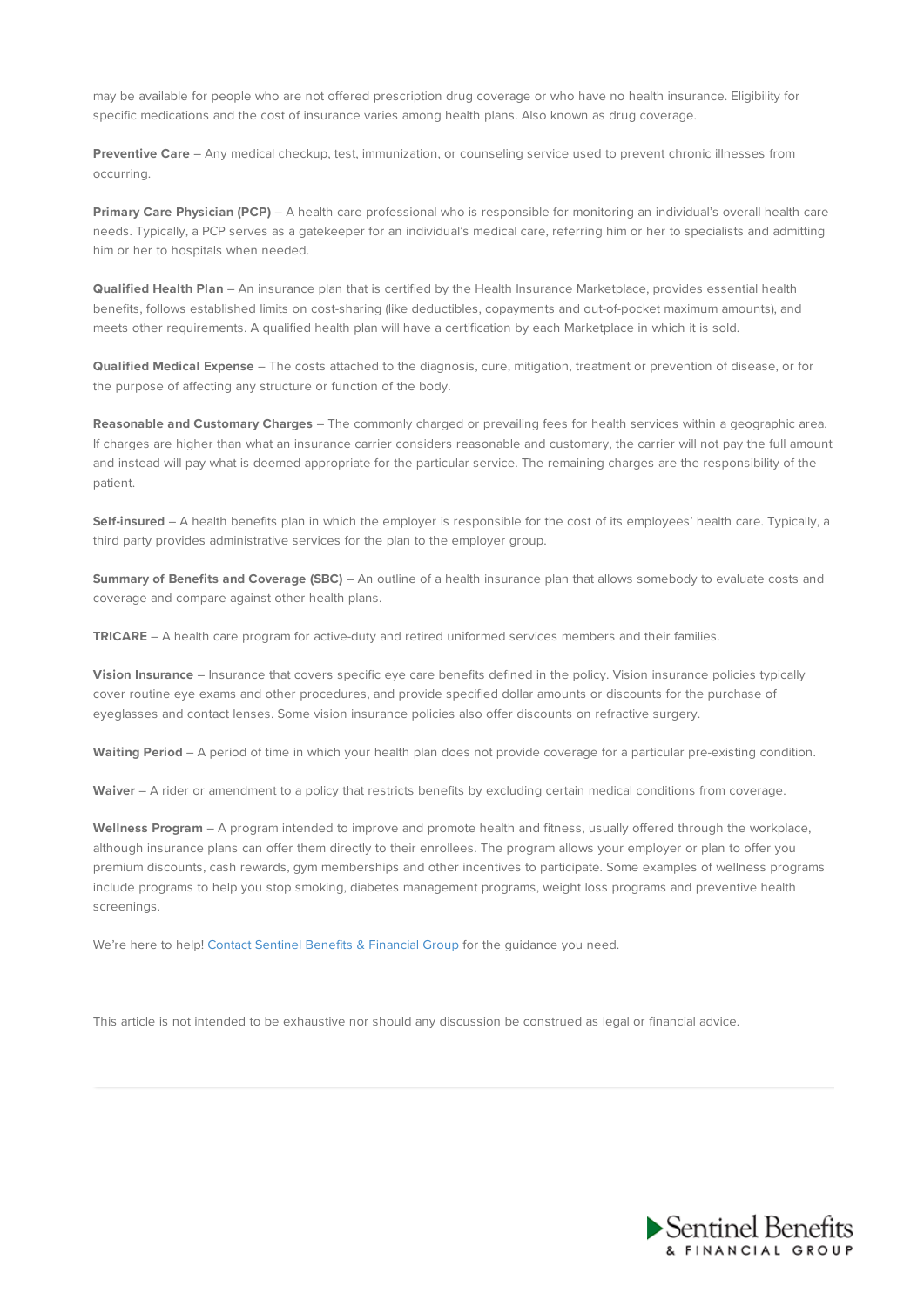may be available for people who are not offered prescription drug coverage or who have no health insurance. Eligibility for specific medications and the cost of insurance varies among health plans. Also known as drug coverage.

**Preventive Care** – Any medical checkup, test, immunization, or counseling service used to prevent chronic illnesses from occurring.

**Primary Care Physician (PCP)** – A health care professional who is responsible for monitoring an individual's overall health care needs. Typically, a PCP serves as a gatekeeper for an individual's medical care, referring him or her to specialists and admitting him or her to hospitals when needed.

**Qualified Health Plan** – An insurance plan that is certified by the Health Insurance Marketplace, provides essential health benefits, follows established limits on cost-sharing (like deductibles, copayments and out-of-pocket maximum amounts), and meets other requirements. A qualified health plan will have a certification by each Marketplace in which it is sold.

**Qualified Medical Expense** – The costs attached to the diagnosis, cure, mitigation, treatment or prevention of disease, or for the purpose of affecting any structure or function of the body.

**Reasonable and Customary Charges** – The commonly charged or prevailing fees for health services within a geographic area. If charges are higher than what an insurance carrier considers reasonable and customary, the carrier will not pay the full amount and instead will pay what is deemed appropriate for the particular service. The remaining charges are the responsibility of the patient.

**Self-insured** – A health benefits plan in which the employer is responsible for the cost of its employees' health care. Typically, a third party provides administrative services for the plan to the employer group.

**Summary of Benefits and Coverage (SBC)** – An outline of a health insurance plan that allows somebody to evaluate costs and coverage and compare against other health plans.

**TRICARE** – A health care program for active-duty and retired uniformed services members and their families.

**Vision Insurance** – Insurance that covers specific eye care benefits defined in the policy. Vision insurance policies typically cover routine eye exams and other procedures, and provide specified dollar amounts or discounts for the purchase of eyeglasses and contact lenses. Some vision insurance policies also offer discounts on refractive surgery.

**Waiting Period** – A period of time in which your health plan does not provide coverage for a particular pre-existing condition.

**Waiver** – A rider or amendment to a policy that restricts benefits by excluding certain medical conditions from coverage.

**Wellness Program** – A program intended to improve and promote health and fitness, usually offered through the workplace, although insurance plans can offer them directly to their enrollees. The program allows your employer or plan to offer you premium discounts, cash rewards, gym memberships and other incentives to participate. Some examples of wellness programs include programs to help you stop smoking, diabetes management programs, weight loss programs and preventive health screenings.

We're here to help! Contact Sentinel Benefits & Financial Group for the guidance you need.

This article is not intended to be exhaustive nor should any discussion be construed as legal or financial advice.

---

Sentinel Benefits & FINANCIAL GROUP